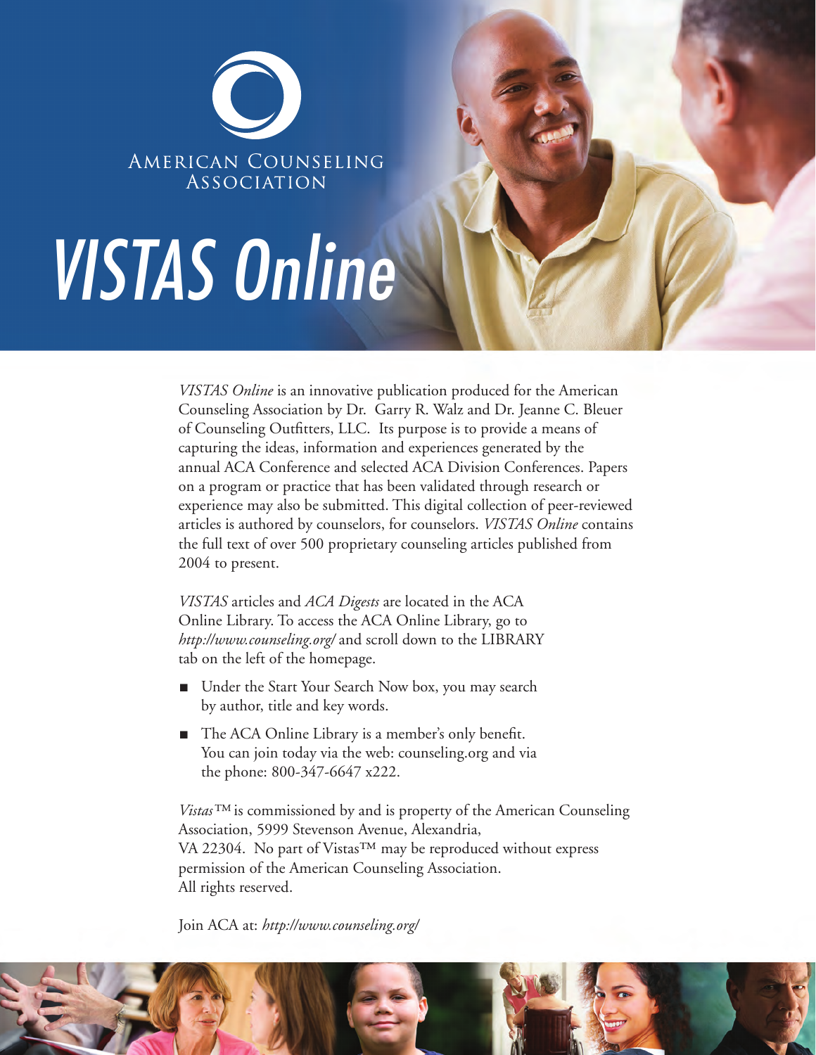AMERICAN COUNSELING ASSOCIATION

# VISTAS Online

*VISTAS Online* is an innovative publication produced for the American Counseling Association by Dr. Garry R. Walz and Dr. Jeanne C. Bleuer of Counseling Outfitters, LLC. Its purpose is to provide a means of capturing the ideas, information and experiences generated by the annual ACA Conference and selected ACA Division Conferences. Papers on a program or practice that has been validated through research or experience may also be submitted. This digital collection of peer-reviewed articles is authored by counselors, for counselors. *VISTAS Online* contains the full text of over 500 proprietary counseling articles published from 2004 to present.

*VISTAS* articles and *ACA Digests* are located in the ACA Online Library. To access the ACA Online Library, go to *http://www.counseling.org/* and scroll down to the LIBRARY tab on the left of the homepage.

- Under the Start Your Search Now box, you may search by author, title and key words.
- The ACA Online Library is a member's only benefit. You can join today via the web: counseling.org and via the phone: 800-347-6647 x222.

*Vistas*™ is commissioned by and is property of the American Counseling Association, 5999 Stevenson Avenue, Alexandria, VA 22304. No part of Vistas™ may be reproduced without express permission of the American Counseling Association. All rights reserved.

Join ACA at: *http://www.counseling.org/*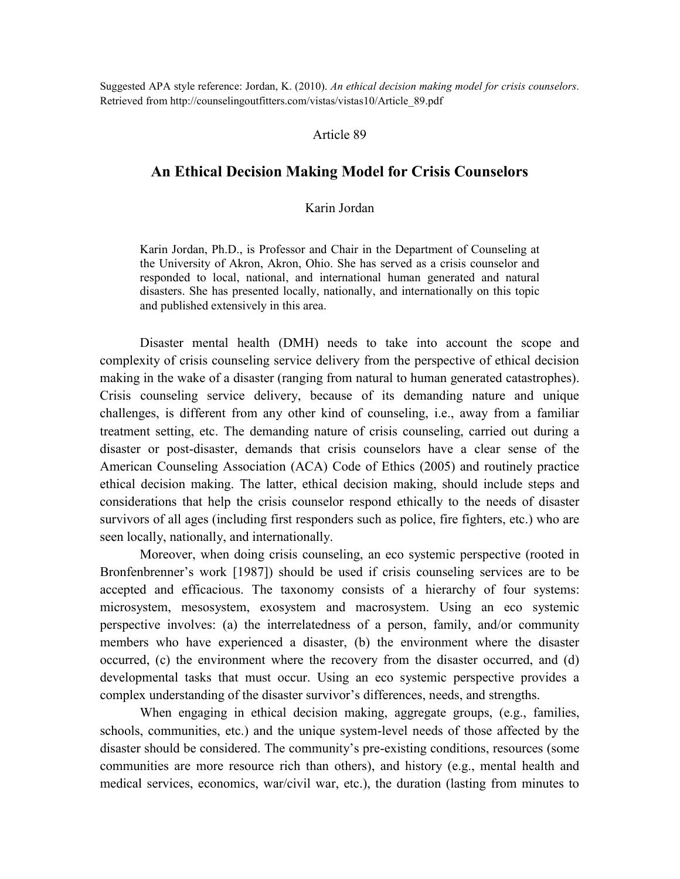Suggested APA style reference: Jordan, K. (2010). *An ethical decision making model for crisis counselors.* Retrieved from http://counselingoutfitters.com/vistas/vistas10/Article_89.pdf

Article 89

# An Ethical Decision Making Model for Crisis Counselors

Karin Jordan

Karin Jordan, Ph.D., is Professor and Chair in the Department of Counseling at the University of Akron, Akron, Ohio. She has served as a crisis counselor and responded to local, national, and international human generated and natural disasters. She has presented locally, nationally, and internationally on this topic and published extensively in this area.

Disaster mental health (DMH) needs to take into account the scope and complexity of crisis counseling service delivery from the perspective of ethical decision making in the wake of a disaster (ranging from natural to human generated catastrophes). Crisis counseling service delivery, because of its demanding nature and unique challenges, is different from any other kind of counseling, i.e., away from a familiar treatment setting, etc. The demanding nature of crisis counseling, carried out during a disaster or post-disaster, demands that crisis counselors have a clear sense of the American Counseling Association (ACA) Code of Ethics (2005) and routinely practice ethical decision making. The latter, ethical decision making, should include steps and considerations that help the crisis counselor respond ethically to the needs of disaster survivors of all ages (including first responders such as police, fire fighters, etc.) who are seen locally, nationally, and internationally.

Moreover, when doing crisis counseling, an eco systemic perspective (rooted in Bronfenbrenner's work [1987]) should be used if crisis counseling services are to be accepted and efficacious. The taxonomy consists of a hierarchy of four systems: microsystem, mesosystem, exosystem and macrosystem. Using an eco systemic perspective involves: (a) the interrelatedness of a person, family, and/or community members who have experienced a disaster, (b) the environment where the disaster occurred, (c) the environment where the recovery from the disaster occurred, and (d) developmental tasks that must occur. Using an eco systemic perspective provides a complex understanding of the disaster survivor's differences, needs, and strengths.

When engaging in ethical decision making, aggregate groups, (e.g., families, schools, communities, etc.) and the unique system-level needs of those affected by the disaster should be considered. The community's pre-existing conditions, resources (some communities are more resource rich than others), and history (e.g., mental health and medical services, economics, war/civil war, etc.), the duration (lasting from minutes to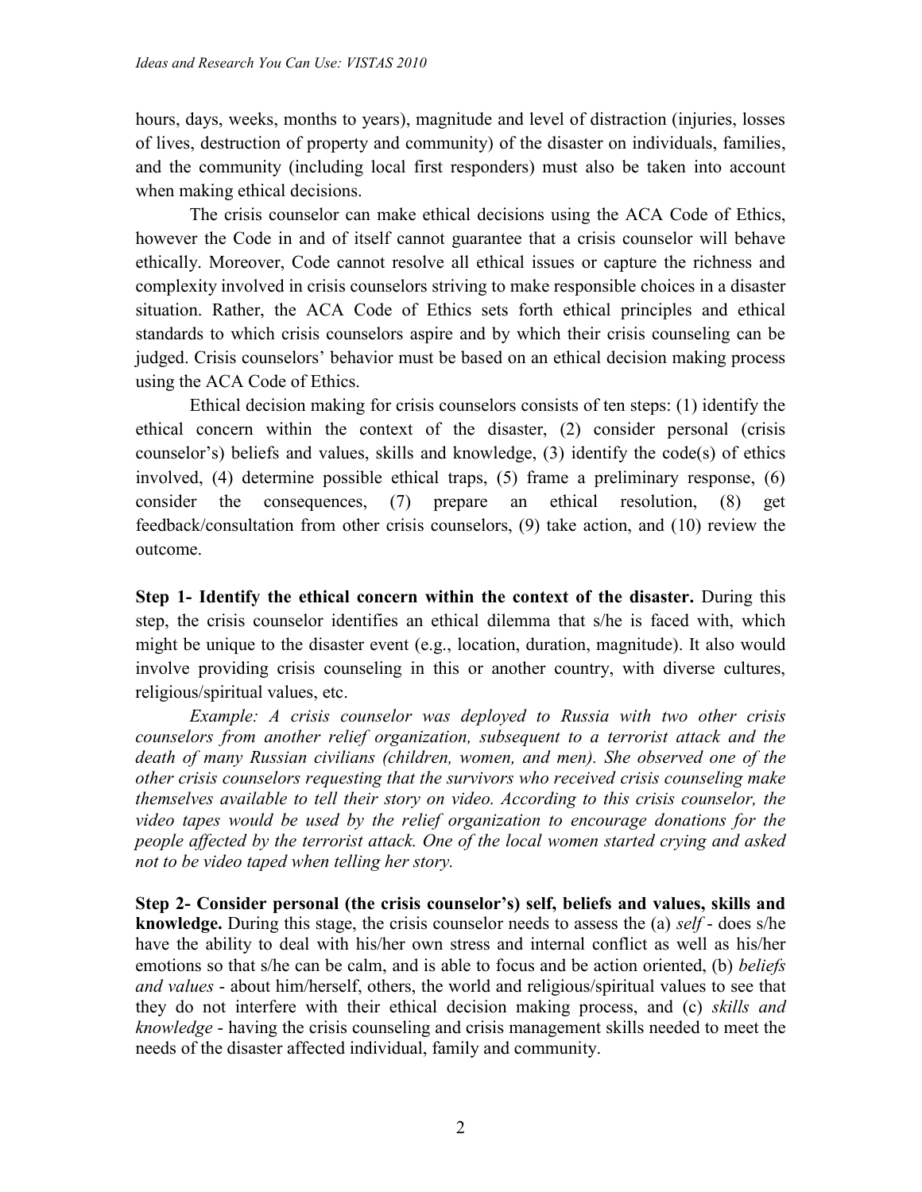hours, days, weeks, months to years), magnitude and level of distraction (injuries, losses of lives, destruction of property and community) of the disaster on individuals, families, and the community (including local first responders) must also be taken into account when making ethical decisions.

The crisis counselor can make ethical decisions using the ACA Code of Ethics, however the Code in and of itself cannot guarantee that a crisis counselor will behave ethically. Moreover, Code cannot resolve all ethical issues or capture the richness and complexity involved in crisis counselors striving to make responsible choices in a disaster situation. Rather, the ACA Code of Ethics sets forth ethical principles and ethical standards to which crisis counselors aspire and by which their crisis counseling can be judged. Crisis counselors' behavior must be based on an ethical decision making process using the ACA Code of Ethics.

Ethical decision making for crisis counselors consists of ten steps: (1) identify the ethical concern within the context of the disaster, (2) consider personal (crisis counselor's) beliefs and values, skills and knowledge, (3) identify the code(s) of ethics involved, (4) determine possible ethical traps, (5) frame a preliminary response, (6) consider the consequences, (7) prepare an ethical resolution, (8) get feedback/consultation from other crisis counselors, (9) take action, and (10) review the outcome.

**Step 1- Identify the ethical concern within the context of the disaster.** During this step, the crisis counselor identifies an ethical dilemma that s/he is faced with, which might be unique to the disaster event (e.g., location, duration, magnitude). It also would involve providing crisis counseling in this or another country, with diverse cultures, religious/spiritual values, etc.

*Example: A crisis counselor was deployed to Russia with two other crisis counselors from another relief organization, subsequent to a terrorist attack and the death of many Russian civilians (children, women, and men). She observed one of the other crisis counselors requesting that the survivors who received crisis counseling make themselves available to tell their story on video. According to this crisis counselor, the video tapes would be used by the relief organization to encourage donations for the people affected by the terrorist attack. One of the local women started crying and asked not to be video taped when telling her story.*

**Step 2- Consider personal (the crisis counselor's) self, beliefs and values, skills and knowledge.** During this stage, the crisis counselor needs to assess the (a) *self* - does s/he have the ability to deal with his/her own stress and internal conflict as well as his/her emotions so that s/he can be calm, and is able to focus and be action oriented, (b) *beliefs and values* - about him/herself, others, the world and religious/spiritual values to see that they do not interfere with their ethical decision making process, and (c) *skills and knowledge* - having the crisis counseling and crisis management skills needed to meet the needs of the disaster affected individual, family and community.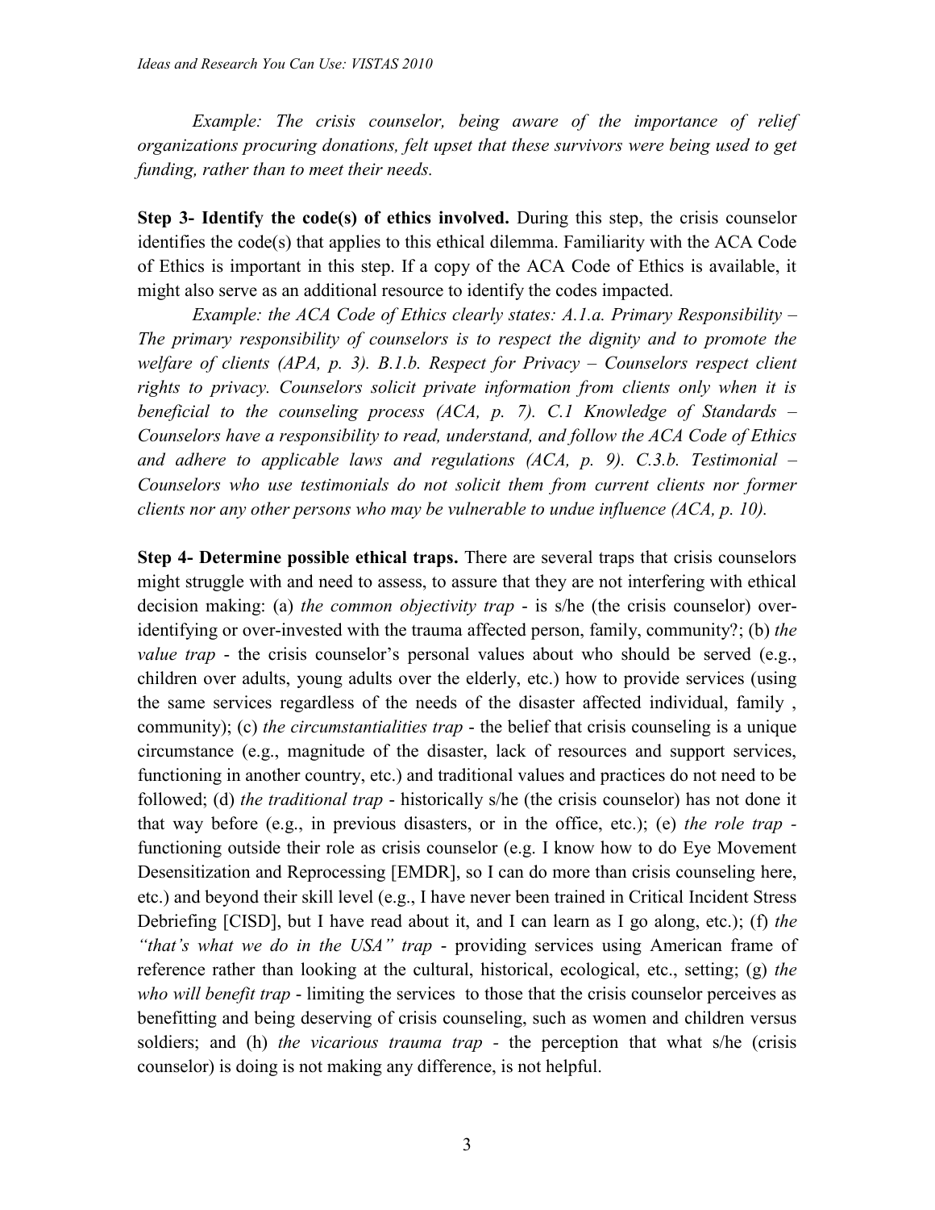*Example: The crisis counselor, being aware of the importance of relief organizations procuring donations, felt upset that these survivors were being used to get funding, rather than to meet their needs.*

**Step 3- Identify the code(s) of ethics involved.** During this step, the crisis counselor identifies the code(s) that applies to this ethical dilemma. Familiarity with the ACA Code of Ethics is important in this step. If a copy of the ACA Code of Ethics is available, it might also serve as an additional resource to identify the codes impacted.

*Example: the ACA Code of Ethics clearly states: A.1.a. Primary Responsibility – The primary responsibility of counselors is to respect the dignity and to promote the welfare of clients (APA, p. 3). B.1.b. Respect for Privacy – Counselors respect client rights to privacy. Counselors solicit private information from clients only when it is beneficial to the counseling process (ACA, p. 7). C.1 Knowledge of Standards – Counselors have a responsibility to read, understand, and follow the ACA Code of Ethics and adhere to applicable laws and regulations (ACA, p. 9). C.3.b. Testimonial – Counselors who use testimonials do not solicit them from current clients nor former clients nor any other persons who may be vulnerable to undue influence (ACA, p. 10).*

**Step 4- Determine possible ethical traps.** There are several traps that crisis counselors might struggle with and need to assess, to assure that they are not interfering with ethical decision making: (a) *the common objectivity trap* - is s/he (the crisis counselor) over-identifying or over-invested with the trauma affected person, family, community?; (b) *the value trap* - the crisis counselor's personal values about who should be served (e.g., children over adults, young adults over the elderly, etc.) how to provide services (using the same services regardless of the needs of the disaster affected individual, family , community); (c) *the circumstantialities trap* - the belief that crisis counseling is a unique circumstance (e.g., magnitude of the disaster, lack of resources and support services, functioning in another country, etc.) and traditional values and practices do not need to be followed; (d) *the traditional trap* - historically s/he (the crisis counselor) has not done it that way before (e.g., in previous disasters, or in the office, etc.); (e) *the role trap* - functioning outside their role as crisis counselor (e.g. I know how to do Eye Movement Desensitization and Reprocessing [EMDR], so I can do more than crisis counseling here, etc.) and beyond their skill level (e.g., I have never been trained in Critical Incident Stress Debriefing [CISD], but I have read about it, and I can learn as I go along, etc.); (f) *the "that's what we do in the USA" trap* - providing services using American frame of reference rather than looking at the cultural, historical, ecological, etc., setting; (g) *the who will benefit trap* - limiting the services to those that the crisis counselor perceives as benefitting and being deserving of crisis counseling, such as women and children versus soldiers; and (h) *the vicarious trauma trap* - the perception that what s/he (crisis counselor) is doing is not making any difference, is not helpful.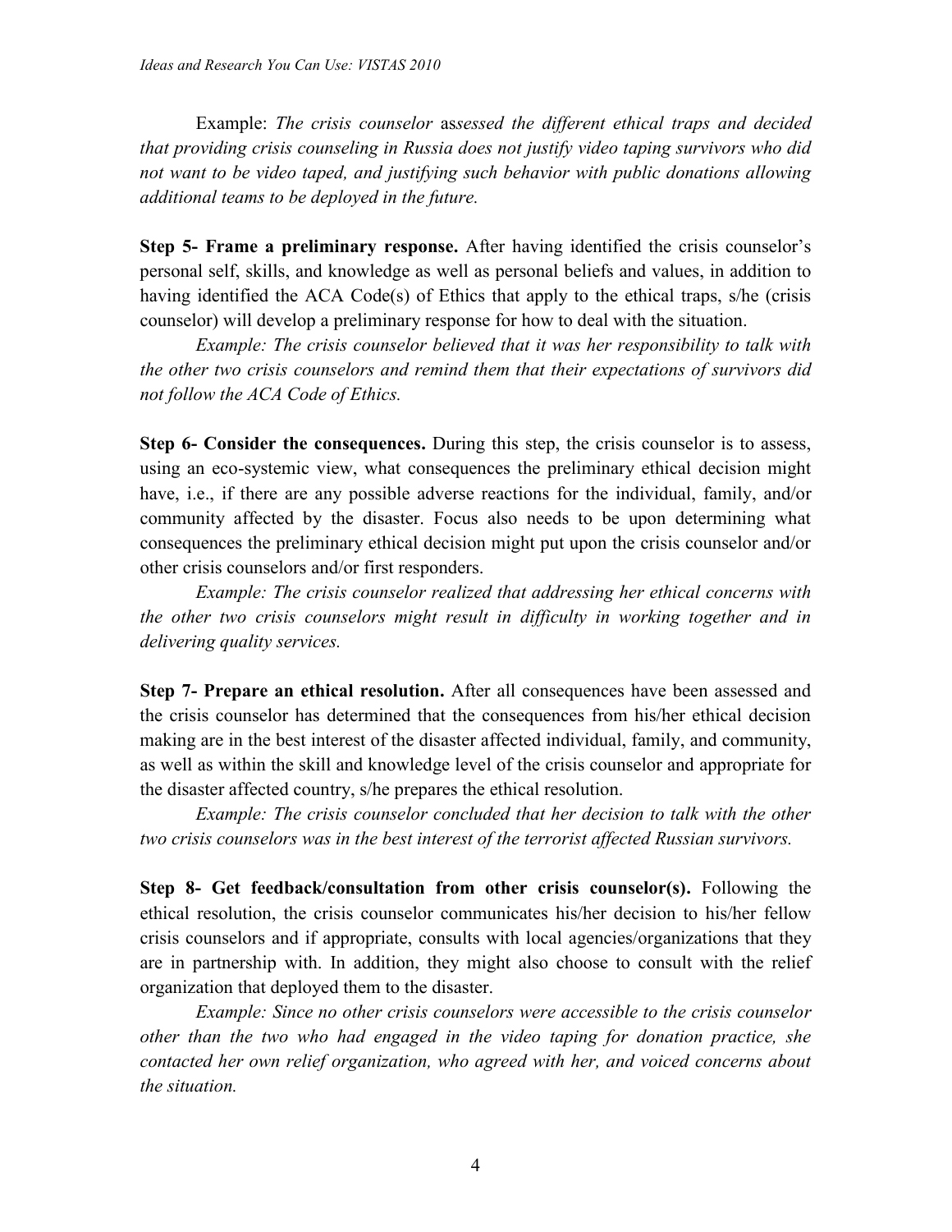Example: *The crisis counselor* as*sessed the different ethical traps and decided that providing crisis counseling in Russia does not justify video taping survivors who did not want to be video taped, and justifying such behavior with public donations allowing additional teams to be deployed in the future.*

**Step 5- Frame a preliminary response.** After having identified the crisis counselor's personal self, skills, and knowledge as well as personal beliefs and values, in addition to having identified the ACA Code(s) of Ethics that apply to the ethical traps, s/he (crisis counselor) will develop a preliminary response for how to deal with the situation.

*Example: The crisis counselor believed that it was her responsibility to talk with the other two crisis counselors and remind them that their expectations of survivors did not follow the ACA Code of Ethics.*

**Step 6- Consider the consequences.** During this step, the crisis counselor is to assess, using an eco-systemic view, what consequences the preliminary ethical decision might have, i.e., if there are any possible adverse reactions for the individual, family, and/or community affected by the disaster. Focus also needs to be upon determining what consequences the preliminary ethical decision might put upon the crisis counselor and/or other crisis counselors and/or first responders.

*Example: The crisis counselor realized that addressing her ethical concerns with the other two crisis counselors might result in difficulty in working together and in delivering quality services.*

**Step 7- Prepare an ethical resolution.** After all consequences have been assessed and the crisis counselor has determined that the consequences from his/her ethical decision making are in the best interest of the disaster affected individual, family, and community, as well as within the skill and knowledge level of the crisis counselor and appropriate for the disaster affected country, s/he prepares the ethical resolution.

*Example: The crisis counselor concluded that her decision to talk with the other two crisis counselors was in the best interest of the terrorist affected Russian survivors.*

**Step 8- Get feedback/consultation from other crisis counselor(s).** Following the ethical resolution, the crisis counselor communicates his/her decision to his/her fellow crisis counselors and if appropriate, consults with local agencies/organizations that they are in partnership with. In addition, they might also choose to consult with the relief organization that deployed them to the disaster.

*Example: Since no other crisis counselors were accessible to the crisis counselor other than the two who had engaged in the video taping for donation practice, she contacted her own relief organization, who agreed with her, and voiced concerns about the situation.*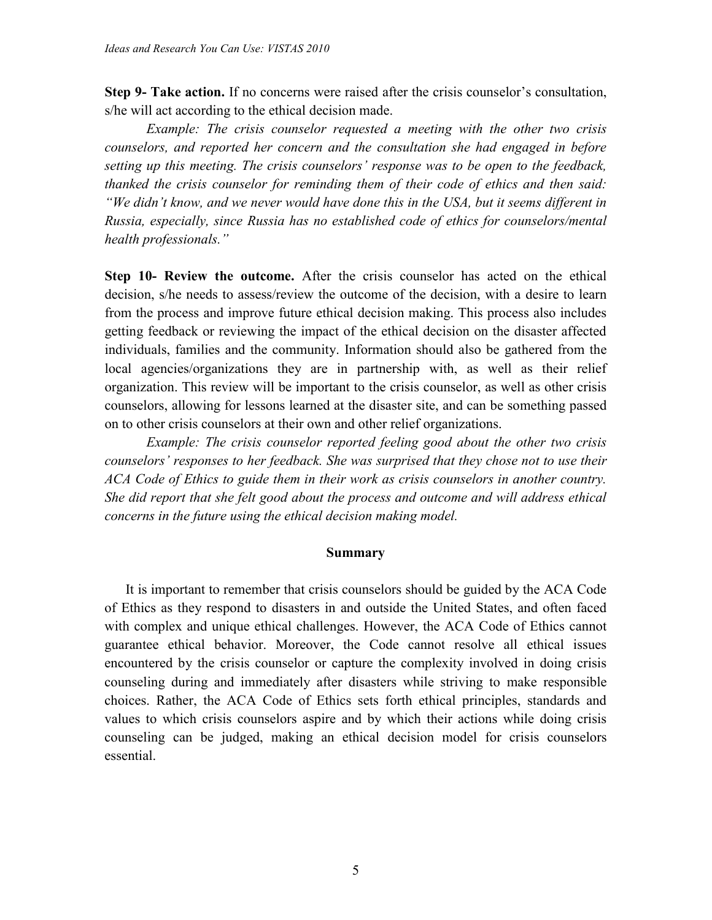**Step 9- Take action.** If no concerns were raised after the crisis counselor's consultation, s/he will act according to the ethical decision made.

*Example: The crisis counselor requested a meeting with the other two crisis counselors, and reported her concern and the consultation she had engaged in before setting up this meeting. The crisis counselors' response was to be open to the feedback, thanked the crisis counselor for reminding them of their code of ethics and then said: "We didn't know, and we never would have done this in the USA, but it seems different in Russia, especially, since Russia has no established code of ethics for counselors/mental health professionals."*

**Step 10- Review the outcome.** After the crisis counselor has acted on the ethical decision, s/he needs to assess/review the outcome of the decision, with a desire to learn from the process and improve future ethical decision making. This process also includes getting feedback or reviewing the impact of the ethical decision on the disaster affected individuals, families and the community. Information should also be gathered from the local agencies/organizations they are in partnership with, as well as their relief organization. This review will be important to the crisis counselor, as well as other crisis counselors, allowing for lessons learned at the disaster site, and can be something passed on to other crisis counselors at their own and other relief organizations.

*Example: The crisis counselor reported feeling good about the other two crisis counselors' responses to her feedback. She was surprised that they chose not to use their ACA Code of Ethics to guide them in their work as crisis counselors in another country. She did report that she felt good about the process and outcome and will address ethical concerns in the future using the ethical decision making model.*

## Summary

It is important to remember that crisis counselors should be guided by the ACA Code of Ethics as they respond to disasters in and outside the United States, and often faced with complex and unique ethical challenges. However, the ACA Code of Ethics cannot guarantee ethical behavior. Moreover, the Code cannot resolve all ethical issues encountered by the crisis counselor or capture the complexity involved in doing crisis counseling during and immediately after disasters while striving to make responsible choices. Rather, the ACA Code of Ethics sets forth ethical principles, standards and values to which crisis counselors aspire and by which their actions while doing crisis counseling can be judged, making an ethical decision model for crisis counselors essential.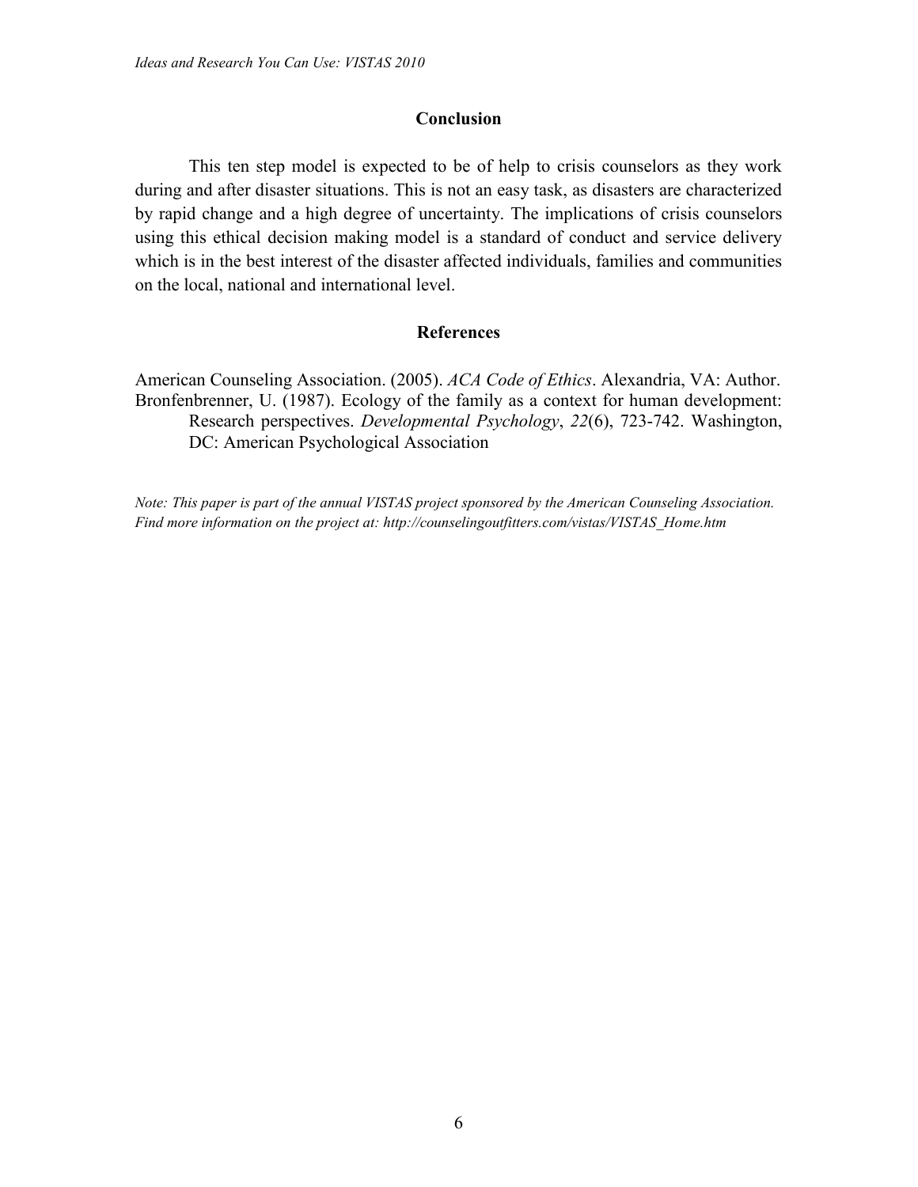## Conclusion

This ten step model is expected to be of help to crisis counselors as they work during and after disaster situations. This is not an easy task, as disasters are characterized by rapid change and a high degree of uncertainty. The implications of crisis counselors using this ethical decision making model is a standard of conduct and service delivery which is in the best interest of the disaster affected individuals, families and communities on the local, national and international level.

## References

American Counseling Association. (2005). *ACA Code of Ethics*. Alexandria, VA: Author.

Bronfenbrenner, U. (1987). Ecology of the family as a context for human development: Research perspectives. *Developmental Psychology*, *22*(6), 723-742. Washington, DC: American Psychological Association

*Note: This paper is part of the annual VISTAS project sponsored by the American Counseling Association. Find more information on the project at: http://counselingoutfitters.com/vistas/VISTAS_Home.htm*